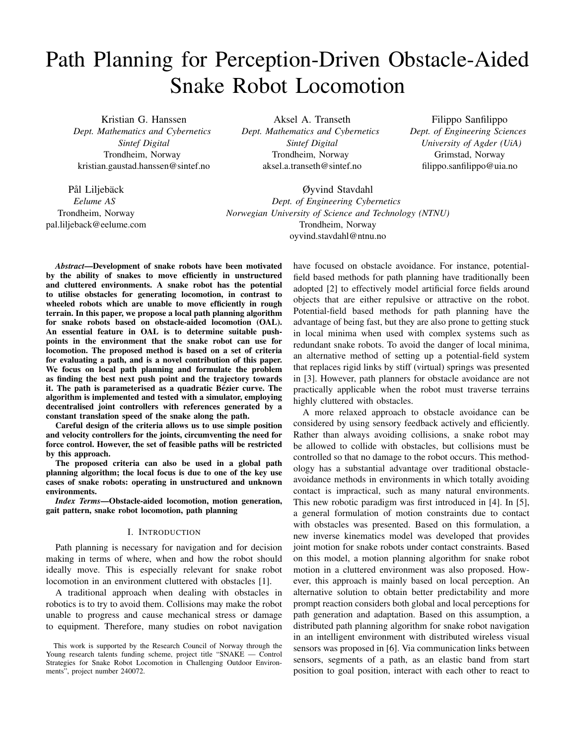# Path Planning for Perception-Driven Obstacle-Aided Snake Robot Locomotion

Kristian G. Hanssen
*Dept. Mathematics and Cybernetics*
*Sintef Digital*
Trondheim, Norway
kristian.gaustad.hanssen@sintef.no

Aksel A. Transeth
*Dept. Mathematics and Cybernetics*
*Sintef Digital*
Trondheim, Norway
aksel.a.transeth@sintef.no

Filippo Sanfilippo
*Dept. of Engineering Sciences*
*University of Agder (UiA)*
Grimstad, Norway
filippo.sanfilippo@uia.no

Pål Liljebäck
*Eelume AS*
Trondheim, Norway
pal.liljeback@eelume.com

Øyvind Stavdahl
*Dept. of Engineering Cybernetics*
*Norwegian University of Science and Technology (NTNU)*
Trondheim, Norway
oyvind.stavdahl@ntnu.no

***Abstract*—Development of snake robots have been motivated by the ability of snakes to move efficiently in unstructured and cluttered environments. A snake robot has the potential to utilise obstacles for generating locomotion, in contrast to wheeled robots which are unable to move efficiently in rough terrain. In this paper, we propose a local path planning algorithm for snake robots based on obstacle-aided locomotion (OAL). An essential feature in OAL is to determine suitable push-points in the environment that the snake robot can use for locomotion. The proposed method is based on a set of criteria for evaluating a path, and is a novel contribution of this paper. We focus on local path planning and formulate the problem as finding the best next push point and the trajectory towards it. The path is parameterised as a quadratic Bézier curve. The algorithm is implemented and tested with a simulator, employing decentralised joint controllers with references generated by a constant translation speed of the snake along the path.**

**Careful design of the criteria allows us to use simple position and velocity controllers for the joints, circumventing the need for force control. However, the set of feasible paths will be restricted by this approach.**

**The proposed criteria can also be used in a global path planning algorithm; the local focus is due to one of the key use cases of snake robots: operating in unstructured and unknown environments.**

***Index Terms*—Obstacle-aided locomotion, motion generation, gait pattern, snake robot locomotion, path planning**

## I. Introduction

Path planning is necessary for navigation and for decision making in terms of where, when and how the robot should ideally move. This is especially relevant for snake robot locomotion in an environment cluttered with obstacles [1].

A traditional approach when dealing with obstacles in robotics is to try to avoid them. Collisions may make the robot unable to progress and cause mechanical stress or damage to equipment. Therefore, many studies on robot navigation have focused on obstacle avoidance. For instance, potential-field based methods for path planning have traditionally been adopted [2] to effectively model artificial force fields around objects that are either repulsive or attractive on the robot. Potential-field based methods for path planning have the advantage of being fast, but they are also prone to getting stuck in local minima when used with complex systems such as redundant snake robots. To avoid the danger of local minima, an alternative method of setting up a potential-field system that replaces rigid links by stiff (virtual) springs was presented in [3]. However, path planners for obstacle avoidance are not practically applicable when the robot must traverse terrains highly cluttered with obstacles.

A more relaxed approach to obstacle avoidance can be considered by using sensory feedback actively and efficiently. Rather than always avoiding collisions, a snake robot may be allowed to collide with obstacles, but collisions must be controlled so that no damage to the robot occurs. This methodology has a substantial advantage over traditional obstacle-avoidance methods in environments in which totally avoiding contact is impractical, such as many natural environments. This new robotic paradigm was first introduced in [4]. In [5], a general formulation of motion constraints due to contact with obstacles was presented. Based on this formulation, a new inverse kinematics model was developed that provides joint motion for snake robots under contact constraints. Based on this model, a motion planning algorithm for snake robot motion in a cluttered environment was also proposed. However, this approach is mainly based on local perception. An alternative solution to obtain better predictability and more prompt reaction considers both global and local perceptions for path generation and adaptation. Based on this assumption, a distributed path planning algorithm for snake robot navigation in an intelligent environment with distributed wireless visual sensors was proposed in [6]. Via communication links between sensors, segments of a path, as an elastic band from start position to goal position, interact with each other to react to

This work is supported by the Research Council of Norway through the Young research talents funding scheme, project title "SNAKE — Control Strategies for Snake Robot Locomotion in Challenging Outdoor Environments", project number 240072.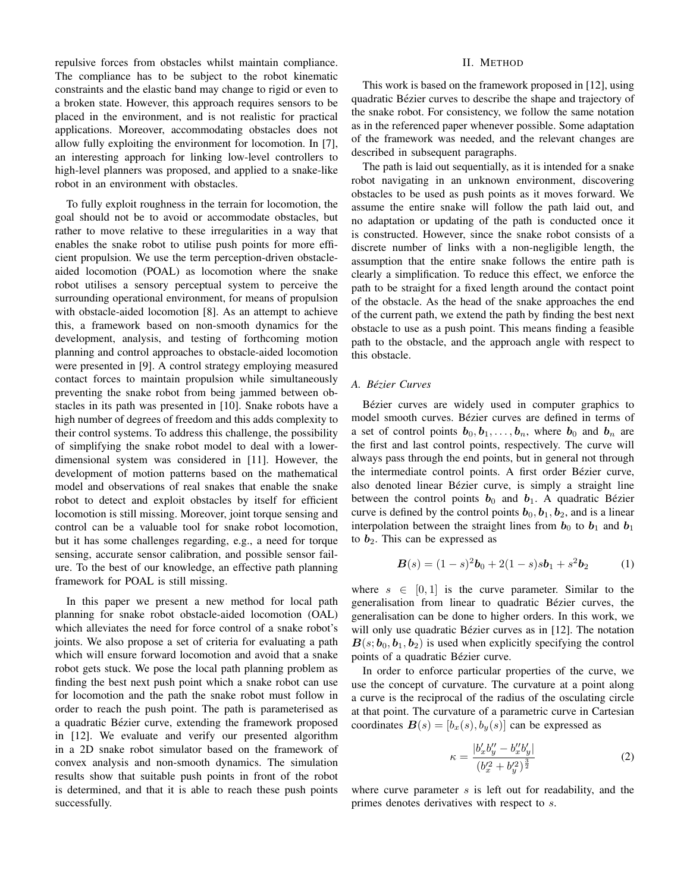repulsive forces from obstacles whilst maintain compliance. The compliance has to be subject to the robot kinematic constraints and the elastic band may change to rigid or even to a broken state. However, this approach requires sensors to be placed in the environment, and is not realistic for practical applications. Moreover, accommodating obstacles does not allow fully exploiting the environment for locomotion. In [7], an interesting approach for linking low-level controllers to high-level planners was proposed, and applied to a snake-like robot in an environment with obstacles.

To fully exploit roughness in the terrain for locomotion, the goal should not be to avoid or accommodate obstacles, but rather to move relative to these irregularities in a way that enables the snake robot to utilise push points for more efficient propulsion. We use the term perception-driven obstacle-aided locomotion (POAL) as locomotion where the snake robot utilises a sensory perceptual system to perceive the surrounding operational environment, for means of propulsion with obstacle-aided locomotion [8]. As an attempt to achieve this, a framework based on non-smooth dynamics for the development, analysis, and testing of forthcoming motion planning and control approaches to obstacle-aided locomotion were presented in [9]. A control strategy employing measured contact forces to maintain propulsion while simultaneously preventing the snake robot from being jammed between obstacles in its path was presented in [10]. Snake robots have a high number of degrees of freedom and this adds complexity to their control systems. To address this challenge, the possibility of simplifying the snake robot model to deal with a lower-dimensional system was considered in [11]. However, the development of motion patterns based on the mathematical model and observations of real snakes that enable the snake robot to detect and exploit obstacles by itself for efficient locomotion is still missing. Moreover, joint torque sensing and control can be a valuable tool for snake robot locomotion, but it has some challenges regarding, e.g., a need for torque sensing, accurate sensor calibration, and possible sensor failure. To the best of our knowledge, an effective path planning framework for POAL is still missing.

In this paper we present a new method for local path planning for snake robot obstacle-aided locomotion (OAL) which alleviates the need for force control of a snake robot's joints. We also propose a set of criteria for evaluating a path which will ensure forward locomotion and avoid that a snake robot gets stuck. We pose the local path planning problem as finding the best next push point which a snake robot can use for locomotion and the path the snake robot must follow in order to reach the push point. The path is parameterised as a quadratic Bézier curve, extending the framework proposed in [12]. We evaluate and verify our presented algorithm in a 2D snake robot simulator based on the framework of convex analysis and non-smooth dynamics. The simulation results show that suitable push points in front of the robot is determined, and that it is able to reach these push points successfully.

## II. Method

This work is based on the framework proposed in [12], using quadratic Bézier curves to describe the shape and trajectory of the snake robot. For consistency, we follow the same notation as in the referenced paper whenever possible. Some adaptation of the framework was needed, and the relevant changes are described in subsequent paragraphs.

The path is laid out sequentially, as it is intended for a snake robot navigating in an unknown environment, discovering obstacles to be used as push points as it moves forward. We assume the entire snake will follow the path laid out, and no adaptation or updating of the path is conducted once it is constructed. However, since the snake robot consists of a discrete number of links with a non-negligible length, the assumption that the entire snake follows the entire path is clearly a simplification. To reduce this effect, we enforce the path to be straight for a fixed length around the contact point of the obstacle. As the head of the snake approaches the end of the current path, we extend the path by finding the best next obstacle to use as a push point. This means finding a feasible path to the obstacle, and the approach angle with respect to this obstacle.

### A. Bézier Curves

Bézier curves are widely used in computer graphics to model smooth curves. Bézier curves are defined in terms of a set of control points $\boldsymbol{b}_0, \boldsymbol{b}_1, \ldots, \boldsymbol{b}_n$, where $\boldsymbol{b}_0$ and $\boldsymbol{b}_n$ are the first and last control points, respectively. The curve will always pass through the end points, but in general not through the intermediate control points. A first order Bézier curve, also denoted linear Bézier curve, is simply a straight line between the control points $\boldsymbol{b}_0$ and $\boldsymbol{b}_1$. A quadratic Bézier curve is defined by the control points $\boldsymbol{b}_0, \boldsymbol{b}_1, \boldsymbol{b}_2$, and is a linear interpolation between the straight lines from $\boldsymbol{b}_0$ to $\boldsymbol{b}_1$ and $\boldsymbol{b}_1$ to $\boldsymbol{b}_2$. This can be expressed as

$$\boldsymbol{B}(s) = (1-s)^2\boldsymbol{b}_0 + 2(1-s)s\boldsymbol{b}_1 + s^2\boldsymbol{b}_2 \tag{1}$$

where $s \in [0, 1]$ is the curve parameter. Similar to the generalisation from linear to quadratic Bézier curves, the generalisation can be done to higher orders. In this work, we will only use quadratic Bézier curves as in [12]. The notation $\boldsymbol{B}(s; \boldsymbol{b}_0, \boldsymbol{b}_1, \boldsymbol{b}_2)$ is used when explicitly specifying the control points of a quadratic Bézier curve.

In order to enforce particular properties of the curve, we use the concept of curvature. The curvature at a point along a curve is the reciprocal of the radius of the osculating circle at that point. The curvature of a parametric curve in Cartesian coordinates $\boldsymbol{B}(s) = [b_x(s), b_y(s)]$ can be expressed as

$$\kappa = \frac{|b'_x b''_y - b''_x b'_y|}{(b'^2_x + b'^2_y)^{\frac{3}{2}}} \tag{2}$$

where curve parameter $s$ is left out for readability, and the primes denotes derivatives with respect to $s$.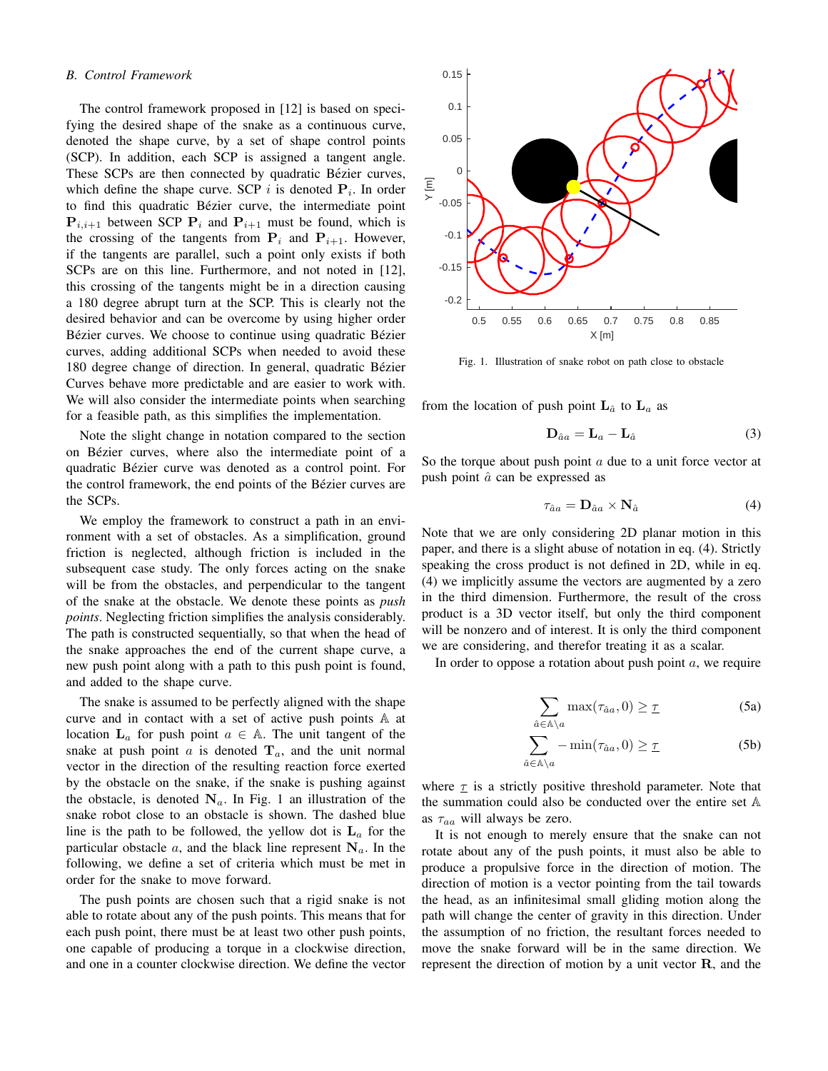### B. Control Framework

The control framework proposed in [12] is based on specifying the desired shape of the snake as a continuous curve, denoted the shape curve, by a set of shape control points (SCP). In addition, each SCP is assigned a tangent angle. These SCPs are then connected by quadratic Bézier curves, which define the shape curve. SCP $i$ is denoted $\mathbf{P}_i$. In order to find this quadratic Bézier curve, the intermediate point $\mathbf{P}_{i,i+1}$ between SCP $\mathbf{P}_i$ and $\mathbf{P}_{i+1}$ must be found, which is the crossing of the tangents from $\mathbf{P}_i$ and $\mathbf{P}_{i+1}$. However, if the tangents are parallel, such a point only exists if both SCPs are on this line. Furthermore, and not noted in [12], this crossing of the tangents might be in a direction causing a 180 degree abrupt turn at the SCP. This is clearly not the desired behavior and can be overcome by using higher order Bézier curves. We choose to continue using quadratic Bézier curves, adding additional SCPs when needed to avoid these 180 degree change of direction. In general, quadratic Bézier Curves behave more predictable and are easier to work with. We will also consider the intermediate points when searching for a feasible path, as this simplifies the implementation.

Note the slight change in notation compared to the section on Bézier curves, where also the intermediate point of a quadratic Bézier curve was denoted as a control point. For the control framework, the end points of the Bézier curves are the SCPs.

We employ the framework to construct a path in an environment with a set of obstacles. As a simplification, ground friction is neglected, although friction is included in the subsequent case study. The only forces acting on the snake will be from the obstacles, and perpendicular to the tangent of the snake at the obstacle. We denote these points as *push points*. Neglecting friction simplifies the analysis considerably. The path is constructed sequentially, so that when the head of the snake approaches the end of the current shape curve, a new push point along with a path to this push point is found, and added to the shape curve.

The snake is assumed to be perfectly aligned with the shape curve and in contact with a set of active push points $\mathbb{A}$ at location $\mathbf{L}_a$ for push point $a \in \mathbb{A}$. The unit tangent of the snake at push point $a$ is denoted $\mathbf{T}_a$, and the unit normal vector in the direction of the resulting reaction force exerted by the obstacle on the snake, if the snake is pushing against the obstacle, is denoted $\mathbf{N}_a$. In Fig. 1 an illustration of the snake robot close to an obstacle is shown. The dashed blue line is the path to be followed, the yellow dot is $\mathbf{L}_a$ for the particular obstacle $a$, and the black line represent $\mathbf{N}_a$. In the following, we define a set of criteria which must be met in order for the snake to move forward.

The push points are chosen such that a rigid snake is not able to rotate about any of the push points. This means that for each push point, there must be at least two other push points, one capable of producing a torque in a clockwise direction, and one in a counter clockwise direction. We define the vector from the location of push point $\mathbf{L}_{\hat{a}}$ to $\mathbf{L}_a$ as

$$\mathbf{D}_{\hat{a}a} = \mathbf{L}_a - \mathbf{L}_{\hat{a}} \tag{3}$$

Fig. 1. Illustration of snake robot on path close to obstacle

So the torque about push point $a$ due to a unit force vector at push point $\hat{a}$ can be expressed as

$$\tau_{\hat{a}a} = \mathbf{D}_{\hat{a}a} \times \mathbf{N}_{\hat{a}} \tag{4}$$

Note that we are only considering 2D planar motion in this paper, and there is a slight abuse of notation in eq. (4). Strictly speaking the cross product is not defined in 2D, while in eq. (4) we implicitly assume the vectors are augmented by a zero in the third dimension. Furthermore, the result of the cross product is a 3D vector itself, but only the third component will be nonzero and of interest. It is only the third component we are considering, and therefor treating it as a scalar.

In order to oppose a rotation about push point $a$, we require

$$\sum_{\hat{a} \in \mathbb{A} \setminus a} \max(\tau_{\hat{a}a}, 0) \geq \underline{\tau} \tag{5a}$$

$$\sum_{\hat{a} \in \mathbb{A} \setminus a} -\min(\tau_{\hat{a}a}, 0) \geq \underline{\tau} \tag{5b}$$

where $\underline{\tau}$ is a strictly positive threshold parameter. Note that the summation could also be conducted over the entire set $\mathbb{A}$ as $\tau_{aa}$ will always be zero.

It is not enough to merely ensure that the snake can not rotate about any of the push points, it must also be able to produce a propulsive force in the direction of motion. The direction of motion is a vector pointing from the tail towards the head, as an infinitesimal small gliding motion along the path will change the center of gravity in this direction. Under the assumption of no friction, the resultant forces needed to move the snake forward will be in the same direction. We represent the direction of motion by a unit vector $\mathbf{R}$, and the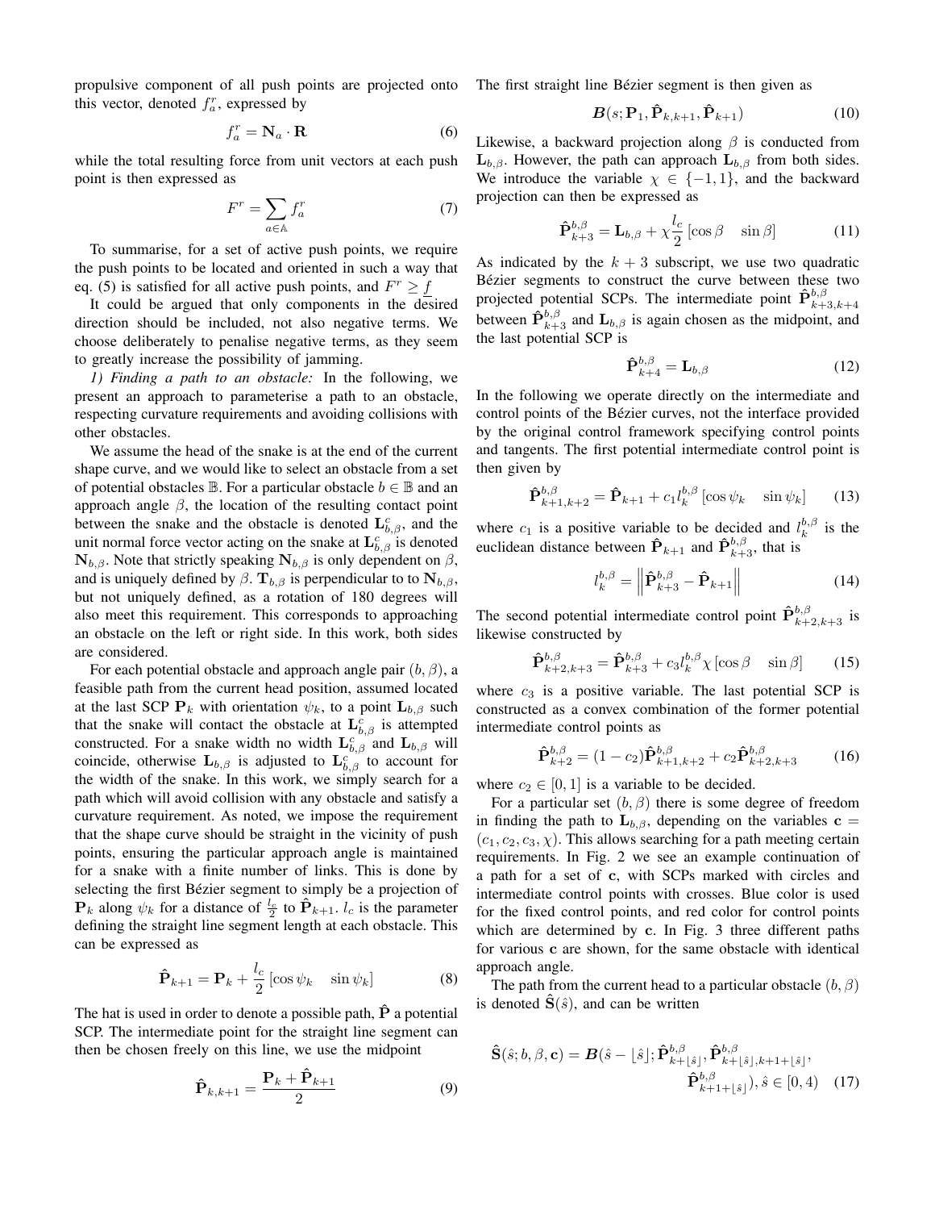propulsive component of all push points are projected onto this vector, denoted $f_a^r$, expressed by

$$f_a^r = \mathbf{N}_a \cdot \mathbf{R} \tag{6}$$

while the total resulting force from unit vectors at each push point is then expressed as

$$F^r = \sum_{a \in \mathbb{A}} f_a^r \tag{7}$$

To summarise, for a set of active push points, we require the push points to be located and oriented in such a way that eq. (5) is satisfied for all active push points, and $F^r \geq \underline{f}$

It could be argued that only components in the desired direction should be included, not also negative terms. We choose deliberately to penalise negative terms, as they seem to greatly increase the possibility of jamming.

*1) Finding a path to an obstacle:* In the following, we present an approach to parameterise a path to an obstacle, respecting curvature requirements and avoiding collisions with other obstacles.

We assume the head of the snake is at the end of the current shape curve, and we would like to select an obstacle from a set of potential obstacles $\mathbb{B}$. For a particular obstacle $b \in \mathbb{B}$ and an approach angle $\beta$, the location of the resulting contact point between the snake and the obstacle is denoted $\mathbf{L}_{b,\beta}^c$, and the unit normal force vector acting on the snake at $\mathbf{L}_{b,\beta}^c$ is denoted $\mathbf{N}_{b,\beta}$. Note that strictly speaking $\mathbf{N}_{b,\beta}$ is only dependent on $\beta$, and is uniquely defined by $\beta$. $\mathbf{T}_{b,\beta}$ is perpendicular to to $\mathbf{N}_{b,\beta}$, but not uniquely defined, as a rotation of 180 degrees will also meet this requirement. This corresponds to approaching an obstacle on the left or right side. In this work, both sides are considered.

For each potential obstacle and approach angle pair $(b, \beta)$, a feasible path from the current head position, assumed located at the last SCP $\mathbf{P}_k$ with orientation $\psi_k$, to a point $\mathbf{L}_{b,\beta}$ such that the snake will contact the obstacle at $\mathbf{L}_{b,\beta}^c$ is attempted constructed. For a snake width no width $\mathbf{L}_{b,\beta}^c$ and $\mathbf{L}_{b,\beta}$ will coincide, otherwise $\mathbf{L}_{b,\beta}$ is adjusted to $\mathbf{L}_{b,\beta}^c$ to account for the width of the snake. In this work, we simply search for a path which will avoid collision with any obstacle and satisfy a curvature requirement. As noted, we impose the requirement that the shape curve should be straight in the vicinity of push points, ensuring the particular approach angle is maintained for a snake with a finite number of links. This is done by selecting the first Bézier segment to simply be a projection of $\mathbf{P}_k$ along $\psi_k$ for a distance of $\frac{l_c}{2}$ to $\hat{\mathbf{P}}_{k+1}$. $l_c$ is the parameter defining the straight line segment length at each obstacle. This can be expressed as

$$\hat{\mathbf{P}}_{k+1} = \mathbf{P}_k + \frac{l_c}{2} \begin{bmatrix} \cos \psi_k & \sin \psi_k \end{bmatrix} \tag{8}$$

The hat is used in order to denote a possible path, $\hat{\mathbf{P}}$ a potential SCP. The intermediate point for the straight line segment can then be chosen freely on this line, we use the midpoint

$$\hat{\mathbf{P}}_{k,k+1} = \frac{\mathbf{P}_k + \hat{\mathbf{P}}_{k+1}}{2} \tag{9}$$

The first straight line Bézier segment is then given as

$$\boldsymbol{B}(s; \mathbf{P}_1, \hat{\mathbf{P}}_{k,k+1}, \hat{\mathbf{P}}_{k+1}) \tag{10}$$

Likewise, a backward projection along $\beta$ is conducted from $\mathbf{L}_{b,\beta}$. However, the path can approach $\mathbf{L}_{b,\beta}$ from both sides. We introduce the variable $\chi \in \{-1, 1\}$, and the backward projection can then be expressed as

$$\hat{\mathbf{P}}_{k+3}^{b,\beta} = \mathbf{L}_{b,\beta} + \chi \frac{l_c}{2} \begin{bmatrix} \cos \beta & \sin \beta \end{bmatrix} \tag{11}$$

As indicated by the $k+3$ subscript, we use two quadratic Bézier segments to construct the curve between these two projected potential SCPs. The intermediate point $\hat{\mathbf{P}}_{k+3,k+4}^{b,\beta}$ between $\hat{\mathbf{P}}_{k+3}^{b,\beta}$ and $\mathbf{L}_{b,\beta}$ is again chosen as the midpoint, and the last potential SCP is

$$\hat{\mathbf{P}}_{k+4}^{b,\beta} = \mathbf{L}_{b,\beta} \tag{12}$$

In the following we operate directly on the intermediate and control points of the Bézier curves, not the interface provided by the original control framework specifying control points and tangents. The first potential intermediate control point is then given by

$$\hat{\mathbf{P}}_{k+1,k+2}^{b,\beta} = \hat{\mathbf{P}}_{k+1} + c_1 l_k^{b,\beta} \begin{bmatrix} \cos \psi_k & \sin \psi_k \end{bmatrix} \tag{13}$$

where $c_1$ is a positive variable to be decided and $l_k^{b,\beta}$ is the euclidean distance between $\hat{\mathbf{P}}_{k+1}$ and $\hat{\mathbf{P}}_{k+3}^{b,\beta}$, that is

$$l_k^{b,\beta} = \left\| \hat{\mathbf{P}}_{k+3}^{b,\beta} - \hat{\mathbf{P}}_{k+1} \right\| \tag{14}$$

The second potential intermediate control point $\hat{\mathbf{P}}_{k+2,k+3}^{b,\beta}$ is likewise constructed by

$$\hat{\mathbf{P}}_{k+2,k+3}^{b,\beta} = \hat{\mathbf{P}}_{k+3}^{b,\beta} + c_3 l_k^{b,\beta} \chi \begin{bmatrix} \cos \beta & \sin \beta \end{bmatrix} \tag{15}$$

where $c_3$ is a positive variable. The last potential SCP is constructed as a convex combination of the former potential intermediate control points as

$$\hat{\mathbf{P}}_{k+2}^{b,\beta} = (1 - c_2) \hat{\mathbf{P}}_{k+1,k+2}^{b,\beta} + c_2 \hat{\mathbf{P}}_{k+2,k+3}^{b,\beta} \tag{16}$$

where $c_2 \in [0, 1]$ is a variable to be decided.

For a particular set $(b, \beta)$ there is some degree of freedom in finding the path to $\mathbf{L}_{b,\beta}$, depending on the variables $\mathbf{c} = (c_1, c_2, c_3, \chi)$. This allows searching for a path meeting certain requirements. In Fig. 2 we see an example continuation of a path for a set of $\mathbf{c}$, with SCPs marked with circles and intermediate control points with crosses. Blue color is used for the fixed control points, and red color for control points which are determined by $\mathbf{c}$. In Fig. 3 three different paths for various $\mathbf{c}$ are shown, for the same obstacle with identical approach angle.

The path from the current head to a particular obstacle $(b, \beta)$ is denoted $\hat{\mathbf{S}}(\hat{s})$, and can be written

$$\hat{\mathbf{S}}(\hat{s}; b, \beta, \mathbf{c}) = \boldsymbol{B}(\hat{s} - \lfloor \hat{s} \rfloor; \hat{\mathbf{P}}_{k+\lfloor \hat{s} \rfloor}^{b,\beta}, \hat{\mathbf{P}}_{k+\lfloor \hat{s} \rfloor, k+1+\lfloor \hat{s} \rfloor}^{b,\beta}, \hat{\mathbf{P}}_{k+1+\lfloor \hat{s} \rfloor}^{b,\beta}), \hat{s} \in [0, 4) \tag{17}$$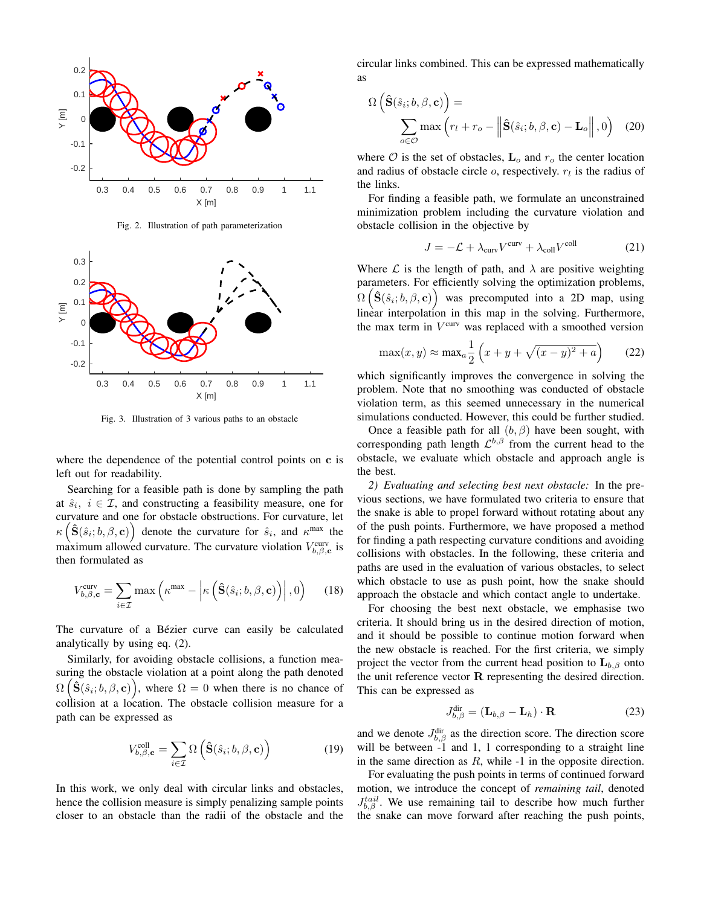Fig. 2. Illustration of path parameterization

Fig. 3. Illustration of 3 various paths to an obstacle

where the dependence of the potential control points on $\mathbf{c}$ is left out for readability.

Searching for a feasible path is done by sampling the path at $\hat{s}_i,\ i \in \mathcal{I}$, and constructing a feasibility measure, one for curvature and one for obstacle obstructions. For curvature, let $\kappa\left(\hat{\mathbf{S}}(\hat{s}_i; b, \beta, \mathbf{c})\right)$ denote the curvature for $\hat{s}_i$, and $\kappa^{\max}$ the maximum allowed curvature. The curvature violation $V^{\text{curv}}_{b,\beta,\mathbf{c}}$ is then formulated as

$$V^{\text{curv}}_{b,\beta,\mathbf{c}} = \sum_{i \in \mathcal{I}} \max\left(\kappa^{\max} - \left|\kappa\left(\hat{\mathbf{S}}(\hat{s}_i; b, \beta, \mathbf{c})\right)\right|, 0\right) \quad (18)$$

The curvature of a Bézier curve can easily be calculated analytically by using eq. (2).

Similarly, for avoiding obstacle collisions, a function measuring the obstacle violation at a point along the path denoted $\Omega\left(\hat{\mathbf{S}}(\hat{s}_i; b, \beta, \mathbf{c})\right)$, where $\Omega = 0$ when there is no chance of collision at a location. The obstacle collision measure for a path can be expressed as

$$V^{\text{coll}}_{b,\beta,\mathbf{c}} = \sum_{i \in \mathcal{I}} \Omega\left(\hat{\mathbf{S}}(\hat{s}_i; b, \beta, \mathbf{c})\right) \quad (19)$$

In this work, we only deal with circular links and obstacles, hence the collision measure is simply penalizing sample points closer to an obstacle than the radii of the obstacle and the circular links combined. This can be expressed mathematically as

$$\Omega\left(\hat{\mathbf{S}}(\hat{s}_i; b, \beta, \mathbf{c})\right) = \sum_{o \in \mathcal{O}} \max\left(r_l + r_o - \left\|\hat{\mathbf{S}}(\hat{s}_i; b, \beta, \mathbf{c}) - \mathbf{L}_o\right\|, 0\right) \quad (20)$$

where $\mathcal{O}$ is the set of obstacles, $\mathbf{L}_o$ and $r_o$ the center location and radius of obstacle circle $o$, respectively. $r_l$ is the radius of the links.

For finding a feasible path, we formulate an unconstrained minimization problem including the curvature violation and obstacle collision in the objective by

$$J = -\mathcal{L} + \lambda_{\text{curv}} V^{\text{curv}} + \lambda_{\text{coll}} V^{\text{coll}} \quad (21)$$

Where $\mathcal{L}$ is the length of path, and $\lambda$ are positive weighting parameters. For efficiently solving the optimization problems, $\Omega\left(\hat{\mathbf{S}}(\hat{s}_i; b, \beta, \mathbf{c})\right)$ was precomputed into a 2D map, using linear interpolation in this map in the solving. Furthermore, the max term in $V^{\text{curv}}$ was replaced with a smoothed version

$$\max(x, y) \approx \max_a \frac{1}{2}\left(x + y + \sqrt{(x-y)^2 + a}\right) \quad (22)$$

which significantly improves the convergence in solving the problem. Note that no smoothing was conducted of obstacle violation term, as this seemed unnecessary in the numerical simulations conducted. However, this could be further studied.

Once a feasible path for all $(b, \beta)$ have been sought, with corresponding path length $\mathcal{L}^{b,\beta}$ from the current head to the obstacle, we evaluate which obstacle and approach angle is the best.

*2) Evaluating and selecting best next obstacle:* In the previous sections, we have formulated two criteria to ensure that the snake is able to propel forward without rotating about any of the push points. Furthermore, we have proposed a method for finding a path respecting curvature conditions and avoiding collisions with obstacles. In the following, these criteria and paths are used in the evaluation of various obstacles, to select which obstacle to use as push point, how the snake should approach the obstacle and which contact angle to undertake.

For choosing the best next obstacle, we emphasise two criteria. It should bring us in the desired direction of motion, and it should be possible to continue motion forward when the new obstacle is reached. For the first criteria, we simply project the vector from the current head position to $\mathbf{L}_{b,\beta}$ onto the unit reference vector $\mathbf{R}$ representing the desired direction. This can be expressed as

$$J^{\text{dir}}_{b,\beta} = (\mathbf{L}_{b,\beta} - \mathbf{L}_h) \cdot \mathbf{R} \quad (23)$$

and we denote $J^{\text{dir}}_{b,\beta}$ as the direction score. The direction score will be between -1 and 1, 1 corresponding to a straight line in the same direction as $R$, while -1 in the opposite direction.

For evaluating the push points in terms of continued forward motion, we introduce the concept of *remaining tail*, denoted $J^{tail}_{b,\beta}$. We use remaining tail to describe how much further the snake can move forward after reaching the push points,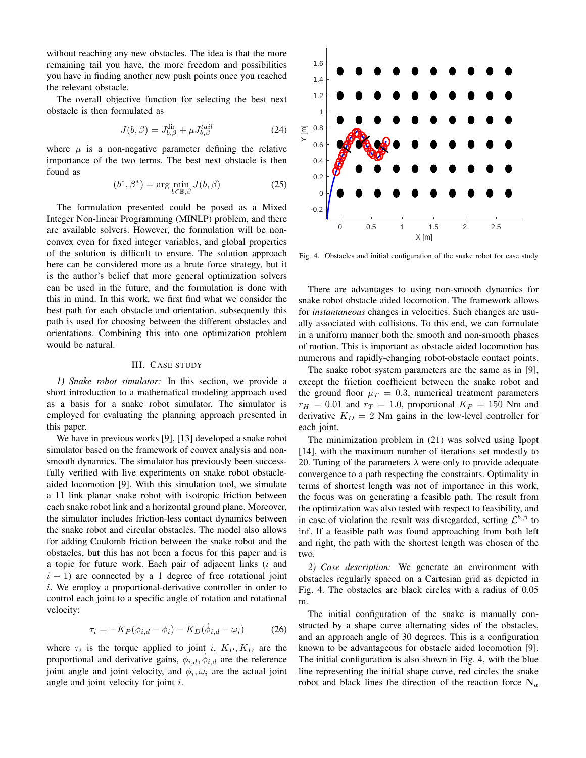without reaching any new obstacles. The idea is that the more remaining tail you have, the more freedom and possibilities you have in finding another new push points once you reached the relevant obstacle.

The overall objective function for selecting the best next obstacle is then formulated as

$$J(b,\beta) = J^{\text{dir}}_{b,\beta} + \mu J^{tail}_{b,\beta} \tag{24}$$

where $\mu$ is a non-negative parameter defining the relative importance of the two terms. The best next obstacle is then found as

$$(b^*,\beta^*) = \arg\min_{b\in\mathbb{B},\beta} J(b,\beta) \tag{25}$$

The formulation presented could be posed as a Mixed Integer Non-linear Programming (MINLP) problem, and there are available solvers. However, the formulation will be non-convex even for fixed integer variables, and global properties of the solution is difficult to ensure. The solution approach here can be considered more as a brute force strategy, but it is the author's belief that more general optimization solvers can be used in the future, and the formulation is done with this in mind. In this work, we first find what we consider the best path for each obstacle and orientation, subsequently this path is used for choosing between the different obstacles and orientations. Combining this into one optimization problem would be natural.

## III. Case study

*1) Snake robot simulator:* In this section, we provide a short introduction to a mathematical modeling approach used as a basis for a snake robot simulator. The simulator is employed for evaluating the planning approach presented in this paper.

We have in previous works [9], [13] developed a snake robot simulator based on the framework of convex analysis and non-smooth dynamics. The simulator has previously been successfully verified with live experiments on snake robot obstacle-aided locomotion [9]. With this simulation tool, we simulate a 11 link planar snake robot with isotropic friction between each snake robot link and a horizontal ground plane. Moreover, the simulator includes friction-less contact dynamics between the snake robot and circular obstacles. The model also allows for adding Coulomb friction between the snake robot and the obstacles, but this has not been a focus for this paper and is a topic for future work. Each pair of adjacent links ($i$ and $i-1$) are connected by a 1 degree of free rotational joint $i$. We employ a proportional-derivative controller in order to control each joint to a specific angle of rotation and rotational velocity:

$$\tau_i = -K_P(\phi_{i,d} - \phi_i) - K_D(\dot{\phi}_{i,d} - \omega_i) \tag{26}$$

where $\tau_i$ is the torque applied to joint $i$, $K_P, K_D$ are the proportional and derivative gains, $\phi_{i,d}, \dot{\phi}_{i,d}$ are the reference joint angle and joint velocity, and $\phi_i, \omega_i$ are the actual joint angle and joint velocity for joint $i$.

Fig. 4. Obstacles and initial configuration of the snake robot for case study

There are advantages to using non-smooth dynamics for snake robot obstacle aided locomotion. The framework allows for *instantaneous* changes in velocities. Such changes are usually associated with collisions. To this end, we can formulate in a uniform manner both the smooth and non-smooth phases of motion. This is important as obstacle aided locomotion has numerous and rapidly-changing robot-obstacle contact points.

The snake robot system parameters are the same as in [9], except the friction coefficient between the snake robot and the ground floor $\mu_T = 0.3$, numerical treatment parameters $r_H = 0.01$ and $r_T = 1.0$, proportional $K_P = 150$ Nm and derivative $K_D = 2$ Nm gains in the low-level controller for each joint.

The minimization problem in (21) was solved using Ipopt [14], with the maximum number of iterations set modestly to 20. Tuning of the parameters $\lambda$ were only to provide adequate convergence to a path respecting the constraints. Optimality in terms of shortest length was not of importance in this work, the focus was on generating a feasible path. The result from the optimization was also tested with respect to feasibility, and in case of violation the result was disregarded, setting $\mathcal{L}^{b,\beta}$ to $\inf$. If a feasible path was found approaching from both left and right, the path with the shortest length was chosen of the two.

*2) Case description:* We generate an environment with obstacles regularly spaced on a Cartesian grid as depicted in Fig. 4. The obstacles are black circles with a radius of 0.05 m.

The initial configuration of the snake is manually constructed by a shape curve alternating sides of the obstacles, and an approach angle of 30 degrees. This is a configuration known to be advantageous for obstacle aided locomotion [9]. The initial configuration is also shown in Fig. 4, with the blue line representing the initial shape curve, red circles the snake robot and black lines the direction of the reaction force $\mathbf{N}_a$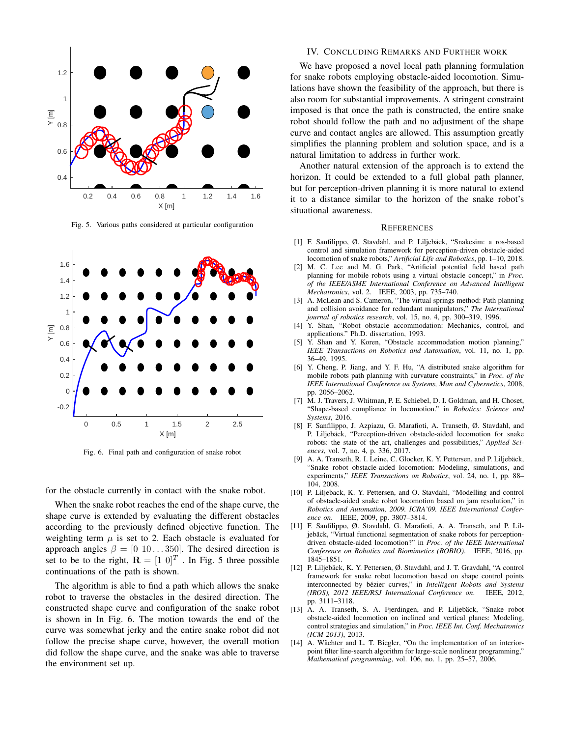1.2

1

0.8

0.6

0.4

Y [m]

0.2 0.4 0.6 0.8 1 1.2 1.4 1.6

X [m]

Fig. 5. Various paths considered at particular configuration

1.6

1.4

1.2

1

0.8

0.6

0.4

0.2

0

-0.2

Y [m]

0 0.5 1 1.5 2 2.5

X [m]

Fig. 6. Final path and configuration of snake robot

for the obstacle currently in contact with the snake robot.

When the snake robot reaches the end of the shape curve, the shape curve is extended by evaluating the different obstacles according to the previously defined objective function. The weighting term $\mu$ is set to 2. Each obstacle is evaluated for approach angles $\beta = [0\ 10 \ldots 350]$. The desired direction is set to be to the right, $\mathbf{R} = [1\ 0]^T$ . In Fig. 5 three possible continuations of the path is shown.

The algorithm is able to find a path which allows the snake robot to traverse the obstacles in the desired direction. The constructed shape curve and configuration of the snake robot is shown in In Fig. 6. The motion towards the end of the curve was somewhat jerky and the entire snake robot did not follow the precise shape curve, however, the overall motion did follow the shape curve, and the snake was able to traverse the environment set up.

## IV. Concluding Remarks and Further Work

We have proposed a novel local path planning formulation for snake robots employing obstacle-aided locomotion. Simulations have shown the feasibility of the approach, but there is also room for substantial improvements. A stringent constraint imposed is that once the path is constructed, the entire snake robot should follow the path and no adjustment of the shape curve and contact angles are allowed. This assumption greatly simplifies the planning problem and solution space, and is a natural limitation to address in further work.

Another natural extension of the approach is to extend the horizon. It could be extended to a full global path planner, but for perception-driven planning it is more natural to extend it to a distance similar to the horizon of the snake robot's situational awareness.

## References

[1] F. Sanfilippo, Ø. Stavdahl, and P. Liljebäck, "Snakesim: a ros-based control and simulation framework for perception-driven obstacle-aided locomotion of snake robots," *Artificial Life and Robotics*, pp. 1–10, 2018.

[2] M. C. Lee and M. G. Park, "Artificial potential field based path planning for mobile robots using a virtual obstacle concept," in *Proc. of the IEEE/ASME International Conference on Advanced Intelligent Mechatronics*, vol. 2. IEEE, 2003, pp. 735–740.

[3] A. McLean and S. Cameron, "The virtual springs method: Path planning and collision avoidance for redundant manipulators," *The International journal of robotics research*, vol. 15, no. 4, pp. 300–319, 1996.

[4] Y. Shan, "Robot obstacle accommodation: Mechanics, control, and applications." Ph.D. dissertation, 1993.

[5] Y. Shan and Y. Koren, "Obstacle accommodation motion planning," *IEEE Transactions on Robotics and Automation*, vol. 11, no. 1, pp. 36–49, 1995.

[6] Y. Cheng, P. Jiang, and Y. F. Hu, "A distributed snake algorithm for mobile robots path planning with curvature constraints," in *Proc. of the IEEE International Conference on Systems, Man and Cybernetics*, 2008, pp. 2056–2062.

[7] M. J. Travers, J. Whitman, P. E. Schiebel, D. I. Goldman, and H. Choset, "Shape-based compliance in locomotion." in *Robotics: Science and Systems*, 2016.

[8] F. Sanfilippo, J. Azpiazu, G. Marafioti, A. Transeth, Ø. Stavdahl, and P. Liljebäck, "Perception-driven obstacle-aided locomotion for snake robots: the state of the art, challenges and possibilities," *Applied Sciences*, vol. 7, no. 4, p. 336, 2017.

[9] A. A. Transeth, R. I. Leine, C. Glocker, K. Y. Pettersen, and P. Liljebäck, "Snake robot obstacle-aided locomotion: Modeling, simulations, and experiments," *IEEE Transactions on Robotics*, vol. 24, no. 1, pp. 88–104, 2008.

[10] P. Liljeback, K. Y. Pettersen, and O. Stavdahl, "Modelling and control of obstacle-aided snake robot locomotion based on jam resolution," in *Robotics and Automation, 2009. ICRA'09. IEEE International Conference on*. IEEE, 2009, pp. 3807–3814.

[11] F. Sanfilippo, Ø. Stavdahl, G. Marafioti, A. A. Transeth, and P. Liljebäck, "Virtual functional segmentation of snake robots for perception-driven obstacle-aided locomotion?" in *Proc. of the IEEE International Conference on Robotics and Biomimetics (ROBIO)*. IEEE, 2016, pp. 1845–1851.

[12] P. Liljebäck, K. Y. Pettersen, Ø. Stavdahl, and J. T. Gravdahl, "A control framework for snake robot locomotion based on shape control points interconnected by bézier curves," in *Intelligent Robots and Systems (IROS), 2012 IEEE/RSJ International Conference on*. IEEE, 2012, pp. 3111–3118.

[13] A. A. Transeth, S. A. Fjerdingen, and P. Liljebäck, "Snake robot obstacle-aided locomotion on inclined and vertical planes: Modeling, control strategies and simulation," in *Proc. IEEE Int. Conf. Mechatronics (ICM 2013)*, 2013.

[14] A. Wächter and L. T. Biegler, "On the implementation of an interior-point filter line-search algorithm for large-scale nonlinear programming," *Mathematical programming*, vol. 106, no. 1, pp. 25–57, 2006.